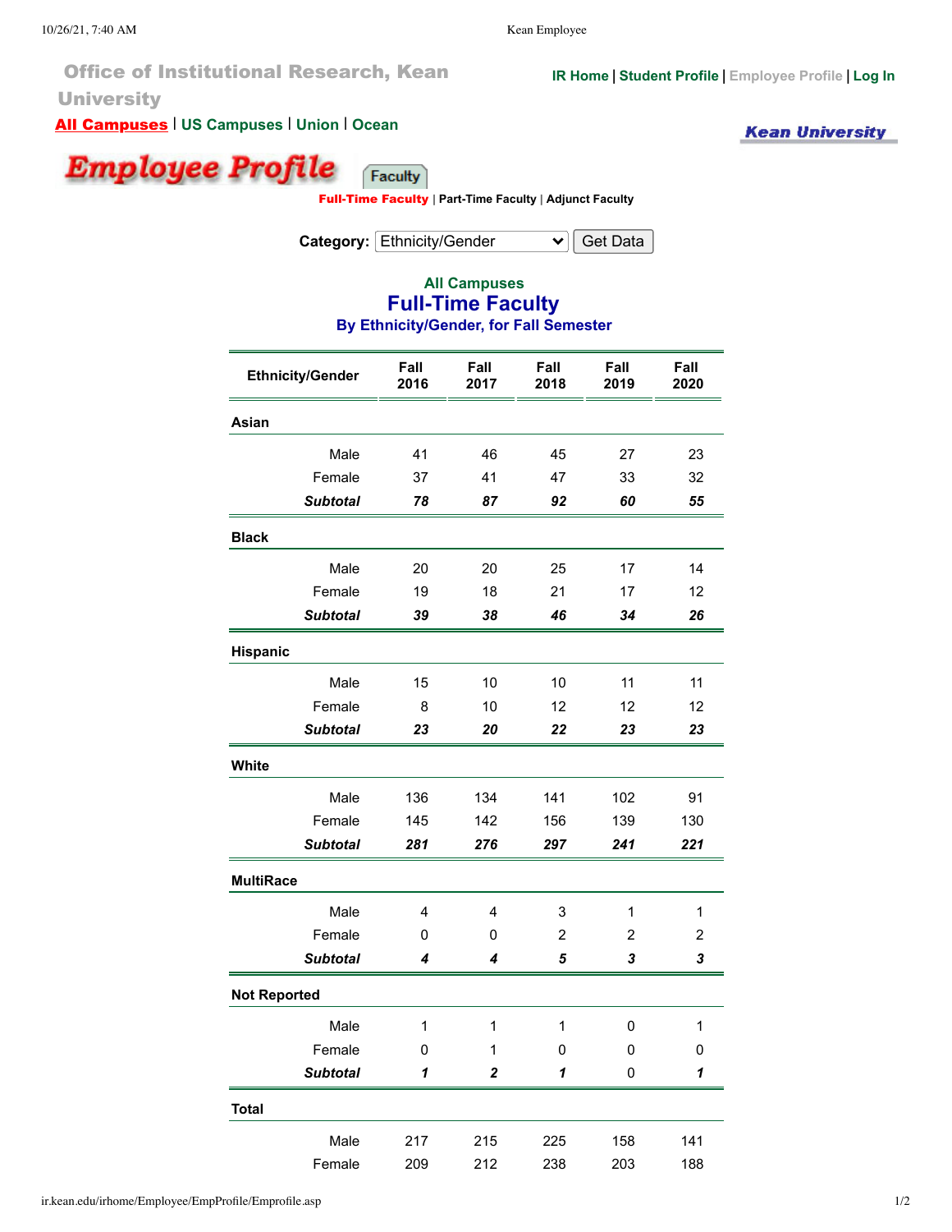Office of Institutional Research, Kean University

IR Home | Student Profile | Employee Profile | Log In

**All Campuses** | US Campuses | Union | Ocean

Kean University

# Employee Profile

Faculty

**Full-Time Faculty** | Part-Time Faculty | Adjunct Faculty

**Category:** Ethnicity/Gender  Get Data

## All Campuses
## Full-Time Faculty
### By Ethnicity/Gender, for Fall Semester

| Ethnicity/Gender | Fall 2016 | Fall 2017 | Fall 2018 | Fall 2019 | Fall 2020 |
|---|---|---|---|---|---|
| **Asian** | | | | | |
| Male | 41 | 46 | 45 | 27 | 23 |
| Female | 37 | 41 | 47 | 33 | 32 |
| ***Subtotal*** | ***78*** | ***87*** | ***92*** | ***60*** | ***55*** |
| **Black** | | | | | |
| Male | 20 | 20 | 25 | 17 | 14 |
| Female | 19 | 18 | 21 | 17 | 12 |
| ***Subtotal*** | ***39*** | ***38*** | ***46*** | ***34*** | ***26*** |
| **Hispanic** | | | | | |
| Male | 15 | 10 | 10 | 11 | 11 |
| Female | 8 | 10 | 12 | 12 | 12 |
| ***Subtotal*** | ***23*** | ***20*** | ***22*** | ***23*** | ***23*** |
| **White** | | | | | |
| Male | 136 | 134 | 141 | 102 | 91 |
| Female | 145 | 142 | 156 | 139 | 130 |
| ***Subtotal*** | ***281*** | ***276*** | ***297*** | ***241*** | ***221*** |
| **MultiRace** | | | | | |
| Male | 4 | 4 | 3 | 1 | 1 |
| Female | 0 | 0 | 2 | 2 | 2 |
| ***Subtotal*** | ***4*** | ***4*** | ***5*** | ***3*** | ***3*** |
| **Not Reported** | | | | | |
| Male | 1 | 1 | 1 | 0 | 1 |
| Female | 0 | 1 | 0 | 0 | 0 |
| ***Subtotal*** | ***1*** | ***2*** | ***1*** | 0 | ***1*** |
| **Total** | | | | | |
| Male | 217 | 215 | 225 | 158 | 141 |
| Female | 209 | 212 | 238 | 203 | 188 |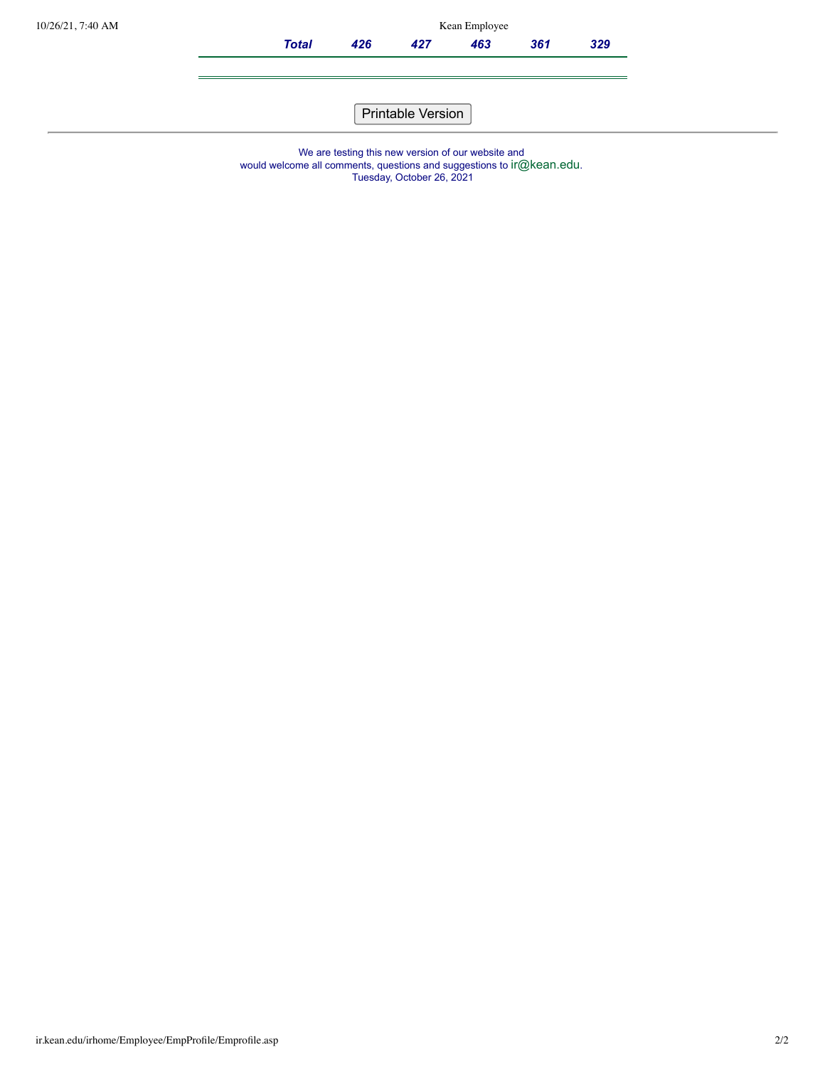| | | | | | |
|---|---|---|---|---|---|
| ***Total*** | ***426*** | ***427*** | ***463*** | ***361*** | ***329*** |

Printable Version

We are testing this new version of our website and
would welcome all comments, questions and suggestions to ir@kean.edu.
Tuesday, October 26, 2021